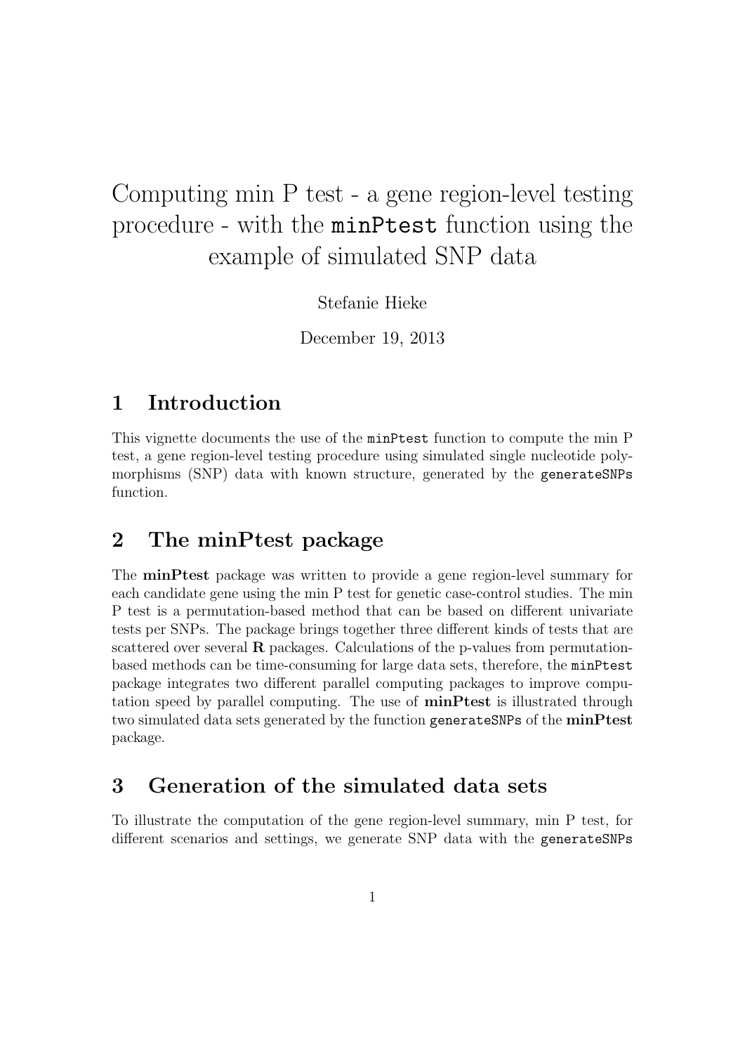# Computing min P test - a gene region-level testing procedure - with the `minPtest` function using the example of simulated SNP data

Stefanie Hieke

December 19, 2013

## 1 Introduction

This vignette documents the use of the `minPtest` function to compute the min P test, a gene region-level testing procedure using simulated single nucleotide polymorphisms (SNP) data with known structure, generated by the `generateSNPs` function.

## 2 The minPtest package

The **minPtest** package was written to provide a gene region-level summary for each candidate gene using the min P test for genetic case-control studies. The min P test is a permutation-based method that can be based on different univariate tests per SNPs. The package brings together three different kinds of tests that are scattered over several **R** packages. Calculations of the p-values from permutation-based methods can be time-consuming for large data sets, therefore, the `minPtest` package integrates two different parallel computing packages to improve computation speed by parallel computing. The use of **minPtest** is illustrated through two simulated data sets generated by the function `generateSNPs` of the **minPtest** package.

## 3 Generation of the simulated data sets

To illustrate the computation of the gene region-level summary, min P test, for different scenarios and settings, we generate SNP data with the `generateSNPs`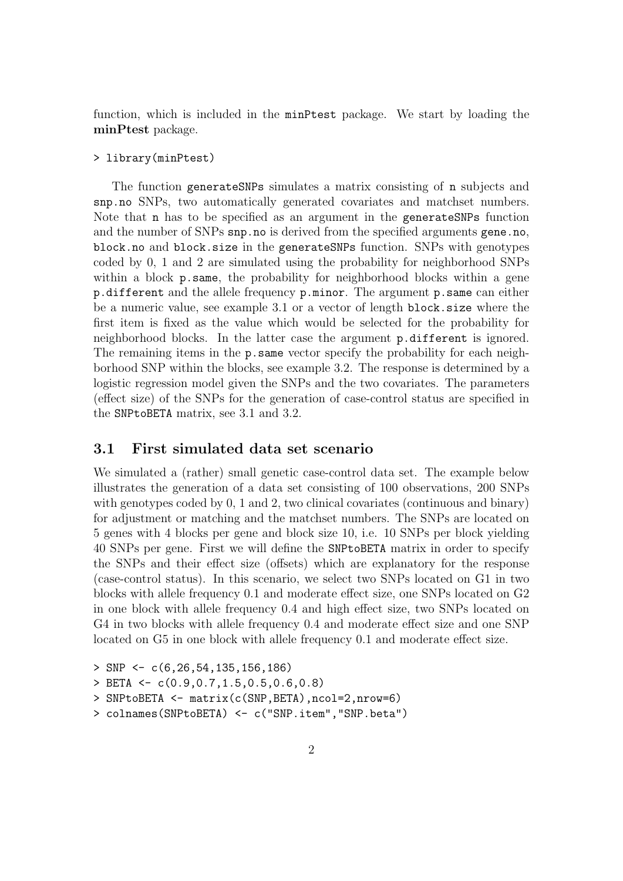function, which is included in the `minPtest` package. We start by loading the **minPtest** package.

```
> library(minPtest)
```

The function `generateSNPs` simulates a matrix consisting of `n` subjects and `snp.no` SNPs, two automatically generated covariates and matchset numbers. Note that `n` has to be specified as an argument in the `generateSNPs` function and the number of SNPs `snp.no` is derived from the specified arguments `gene.no`, `block.no` and `block.size` in the `generateSNPs` function. SNPs with genotypes coded by 0, 1 and 2 are simulated using the probability for neighborhood SNPs within a block `p.same`, the probability for neighborhood blocks within a gene `p.different` and the allele frequency `p.minor`. The argument `p.same` can either be a numeric value, see example 3.1 or a vector of length `block.size` where the first item is fixed as the value which would be selected for the probability for neighborhood blocks. In the latter case the argument `p.different` is ignored. The remaining items in the `p.same` vector specify the probability for each neighborhood SNP within the blocks, see example 3.2. The response is determined by a logistic regression model given the SNPs and the two covariates. The parameters (effect size) of the SNPs for the generation of case-control status are specified in the `SNPtoBETA` matrix, see 3.1 and 3.2.

## 3.1 First simulated data set scenario

We simulated a (rather) small genetic case-control data set. The example below illustrates the generation of a data set consisting of 100 observations, 200 SNPs with genotypes coded by 0, 1 and 2, two clinical covariates (continuous and binary) for adjustment or matching and the matchset numbers. The SNPs are located on 5 genes with 4 blocks per gene and block size 10, i.e. 10 SNPs per block yielding 40 SNPs per gene. First we will define the `SNPtoBETA` matrix in order to specify the SNPs and their effect size (offsets) which are explanatory for the response (case-control status). In this scenario, we select two SNPs located on G1 in two blocks with allele frequency 0.1 and moderate effect size, one SNPs located on G2 in one block with allele frequency 0.4 and high effect size, two SNPs located on G4 in two blocks with allele frequency 0.4 and moderate effect size and one SNP located on G5 in one block with allele frequency 0.1 and moderate effect size.

```
> SNP <- c(6,26,54,135,156,186)
> BETA <- c(0.9,0.7,1.5,0.5,0.6,0.8)
> SNPtoBETA <- matrix(c(SNP,BETA),ncol=2,nrow=6)
> colnames(SNPtoBETA) <- c("SNP.item","SNP.beta")
```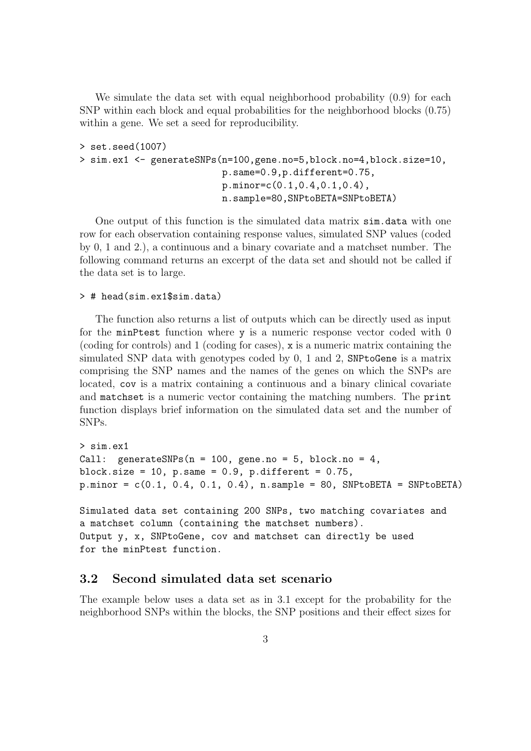We simulate the data set with equal neighborhood probability (0.9) for each SNP within each block and equal probabilities for the neighborhood blocks (0.75) within a gene. We set a seed for reproducibility.

```
> set.seed(1007)
> sim.ex1 <- generateSNPs(n=100,gene.no=5,block.no=4,block.size=10,
                          p.same=0.9,p.different=0.75,
                          p.minor=c(0.1,0.4,0.1,0.4),
                          n.sample=80,SNPtoBETA=SNPtoBETA)
```

One output of this function is the simulated data matrix `sim.data` with one row for each observation containing response values, simulated SNP values (coded by 0, 1 and 2.), a continuous and a binary covariate and a matchset number. The following command returns an excerpt of the data set and should not be called if the data set is to large.

```
> # head(sim.ex1$sim.data)
```

The function also returns a list of outputs which can be directly used as input for the `minPtest` function where `y` is a numeric response vector coded with 0 (coding for controls) and 1 (coding for cases), `x` is a numeric matrix containing the simulated SNP data with genotypes coded by 0, 1 and 2, `SNPtoGene` is a matrix comprising the SNP names and the names of the genes on which the SNPs are located, `cov` is a matrix containing a continuous and a binary clinical covariate and `matchset` is a numeric vector containing the matching numbers. The `print` function displays brief information on the simulated data set and the number of SNPs.

```
> sim.ex1
Call:  generateSNPs(n = 100, gene.no = 5, block.no = 4,
block.size = 10, p.same = 0.9, p.different = 0.75,
p.minor = c(0.1, 0.4, 0.1, 0.4), n.sample = 80, SNPtoBETA = SNPtoBETA)

Simulated data set containing 200 SNPs, two matching covariates and
a matchset column (containing the matchset numbers).
Output y, x, SNPtoGene, cov and matchset can directly be used
for the minPtest function.
```

### 3.2 Second simulated data set scenario

The example below uses a data set as in 3.1 except for the probability for the neighborhood SNPs within the blocks, the SNP positions and their effect sizes for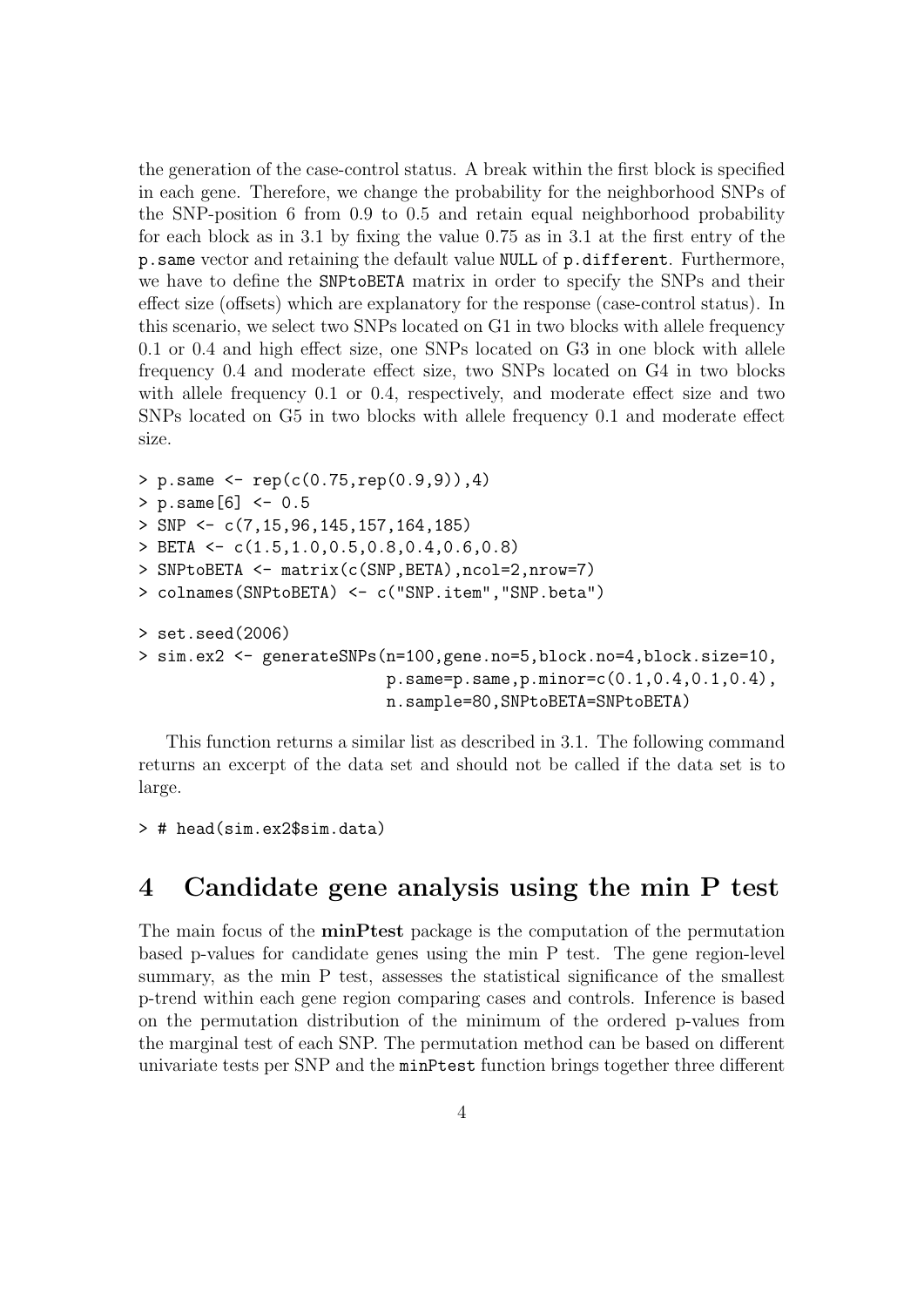the generation of the case-control status. A break within the first block is specified in each gene. Therefore, we change the probability for the neighborhood SNPs of the SNP-position 6 from 0.9 to 0.5 and retain equal neighborhood probability for each block as in 3.1 by fixing the value 0.75 as in 3.1 at the first entry of the `p.same` vector and retaining the default value `NULL` of `p.different`. Furthermore, we have to define the `SNPtoBETA` matrix in order to specify the SNPs and their effect size (offsets) which are explanatory for the response (case-control status). In this scenario, we select two SNPs located on G1 in two blocks with allele frequency 0.1 or 0.4 and high effect size, one SNPs located on G3 in one block with allele frequency 0.4 and moderate effect size, two SNPs located on G4 in two blocks with allele frequency 0.1 or 0.4, respectively, and moderate effect size and two SNPs located on G5 in two blocks with allele frequency 0.1 and moderate effect size.

```
> p.same <- rep(c(0.75,rep(0.9,9)),4)
> p.same[6] <- 0.5
> SNP <- c(7,15,96,145,157,164,185)
> BETA <- c(1.5,1.0,0.5,0.8,0.4,0.6,0.8)
> SNPtoBETA <- matrix(c(SNP,BETA),ncol=2,nrow=7)
> colnames(SNPtoBETA) <- c("SNP.item","SNP.beta")

> set.seed(2006)
> sim.ex2 <- generateSNPs(n=100,gene.no=5,block.no=4,block.size=10,
                          p.same=p.same,p.minor=c(0.1,0.4,0.1,0.4),
                          n.sample=80,SNPtoBETA=SNPtoBETA)
```

This function returns a similar list as described in 3.1. The following command returns an excerpt of the data set and should not be called if the data set is to large.

```
> # head(sim.ex2$sim.data)
```

# 4 Candidate gene analysis using the min P test

The main focus of the **minPtest** package is the computation of the permutation based p-values for candidate genes using the min P test. The gene region-level summary, as the min P test, assesses the statistical significance of the smallest p-trend within each gene region comparing cases and controls. Inference is based on the permutation distribution of the minimum of the ordered p-values from the marginal test of each SNP. The permutation method can be based on different univariate tests per SNP and the `minPtest` function brings together three different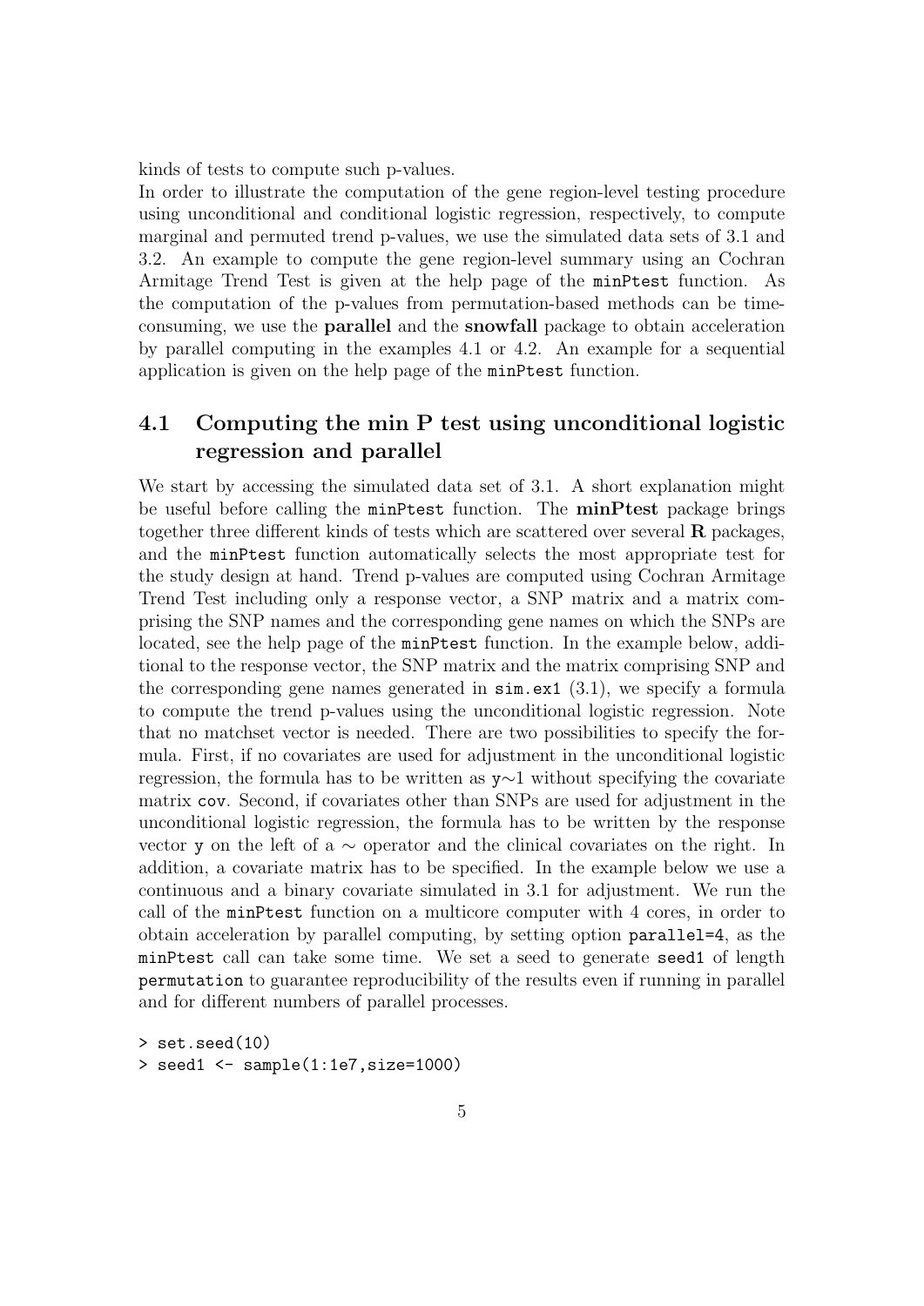kinds of tests to compute such p-values.

In order to illustrate the computation of the gene region-level testing procedure using unconditional and conditional logistic regression, respectively, to compute marginal and permuted trend p-values, we use the simulated data sets of 3.1 and 3.2. An example to compute the gene region-level summary using an Cochran Armitage Trend Test is given at the help page of the `minPtest` function. As the computation of the p-values from permutation-based methods can be time-consuming, we use the **parallel** and the **snowfall** package to obtain acceleration by parallel computing in the examples 4.1 or 4.2. An example for a sequential application is given on the help page of the `minPtest` function.

## 4.1 Computing the min P test using unconditional logistic regression and parallel

We start by accessing the simulated data set of 3.1. A short explanation might be useful before calling the `minPtest` function. The **minPtest** package brings together three different kinds of tests which are scattered over several **R** packages, and the `minPtest` function automatically selects the most appropriate test for the study design at hand. Trend p-values are computed using Cochran Armitage Trend Test including only a response vector, a SNP matrix and a matrix comprising the SNP names and the corresponding gene names on which the SNPs are located, see the help page of the `minPtest` function. In the example below, additional to the response vector, the SNP matrix and the matrix comprising SNP and the corresponding gene names generated in `sim.ex1` (3.1), we specify a formula to compute the trend p-values using the unconditional logistic regression. Note that no matchset vector is needed. There are two possibilities to specify the formula. First, if no covariates are used for adjustment in the unconditional logistic regression, the formula has to be written as `y~1` without specifying the covariate matrix `cov`. Second, if covariates other than SNPs are used for adjustment in the unconditional logistic regression, the formula has to be written by the response vector `y` on the left of a ~ operator and the clinical covariates on the right. In addition, a covariate matrix has to be specified. In the example below we use a continuous and a binary covariate simulated in 3.1 for adjustment. We run the call of the `minPtest` function on a multicore computer with 4 cores, in order to obtain acceleration by parallel computing, by setting option `parallel=4`, as the `minPtest` call can take some time. We set a seed to generate `seed1` of length `permutation` to guarantee reproducibility of the results even if running in parallel and for different numbers of parallel processes.

```
> set.seed(10)
> seed1 <- sample(1:1e7,size=1000)
```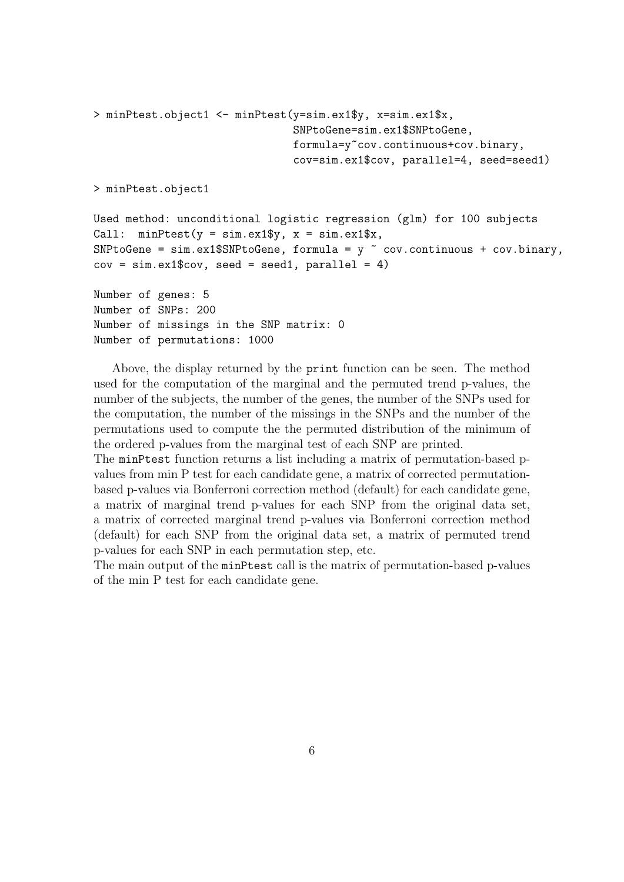```
> minPtest.object1 <- minPtest(y=sim.ex1$y, x=sim.ex1$x,
                               SNPtoGene=sim.ex1$SNPtoGene,
                               formula=y~cov.continuous+cov.binary,
                               cov=sim.ex1$cov, parallel=4, seed=seed1)

> minPtest.object1

Used method: unconditional logistic regression (glm) for 100 subjects
Call:  minPtest(y = sim.ex1$y, x = sim.ex1$x,
SNPtoGene = sim.ex1$SNPtoGene, formula = y ~ cov.continuous + cov.binary,
cov = sim.ex1$cov, seed = seed1, parallel = 4)

Number of genes: 5
Number of SNPs: 200
Number of missings in the SNP matrix: 0
Number of permutations: 1000
```

Above, the display returned by the `print` function can be seen. The method used for the computation of the marginal and the permuted trend p-values, the number of the subjects, the number of the genes, the number of the SNPs used for the computation, the number of the missings in the SNPs and the number of the permutations used to compute the the permuted distribution of the minimum of the ordered p-values from the marginal test of each SNP are printed.
The `minPtest` function returns a list including a matrix of permutation-based p-values from min P test for each candidate gene, a matrix of corrected permutation-based p-values via Bonferroni correction method (default) for each candidate gene, a matrix of marginal trend p-values for each SNP from the original data set, a matrix of corrected marginal trend p-values via Bonferroni correction method (default) for each SNP from the original data set, a matrix of permuted trend p-values for each SNP in each permutation step, etc.
The main output of the `minPtest` call is the matrix of permutation-based p-values of the min P test for each candidate gene.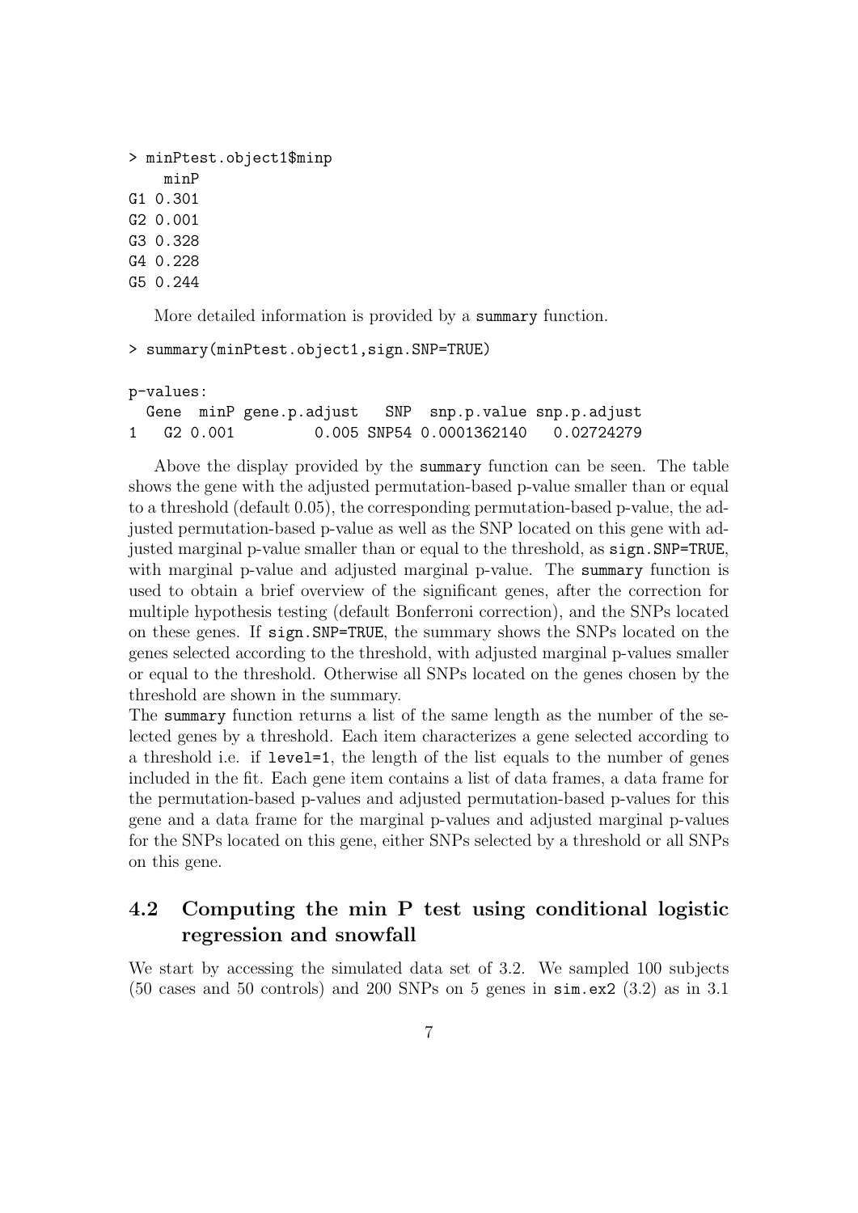```
> minPtest.object1$minp
    minP
G1 0.301
G2 0.001
G3 0.328
G4 0.228
G5 0.244
```

More detailed information is provided by a `summary` function.

```
> summary(minPtest.object1,sign.SNP=TRUE)

p-values:
  Gene  minP gene.p.adjust   SNP  snp.p.value snp.p.adjust
1   G2 0.001         0.005 SNP54 0.0001362140   0.02724279
```

Above the display provided by the `summary` function can be seen. The table shows the gene with the adjusted permutation-based p-value smaller than or equal to a threshold (default 0.05), the corresponding permutation-based p-value, the adjusted permutation-based p-value as well as the SNP located on this gene with adjusted marginal p-value smaller than or equal to the threshold, as `sign.SNP=TRUE`, with marginal p-value and adjusted marginal p-value. The `summary` function is used to obtain a brief overview of the significant genes, after the correction for multiple hypothesis testing (default Bonferroni correction), and the SNPs located on these genes. If `sign.SNP=TRUE`, the summary shows the SNPs located on the genes selected according to the threshold, with adjusted marginal p-values smaller or equal to the threshold. Otherwise all SNPs located on the genes chosen by the threshold are shown in the summary.
The `summary` function returns a list of the same length as the number of the selected genes by a threshold. Each item characterizes a gene selected according to a threshold i.e. if `level=1`, the length of the list equals to the number of genes included in the fit. Each gene item contains a list of data frames, a data frame for the permutation-based p-values and adjusted permutation-based p-values for this gene and a data frame for the marginal p-values and adjusted marginal p-values for the SNPs located on this gene, either SNPs selected by a threshold or all SNPs on this gene.

## 4.2 Computing the min P test using conditional logistic regression and snowfall

We start by accessing the simulated data set of 3.2. We sampled 100 subjects (50 cases and 50 controls) and 200 SNPs on 5 genes in `sim.ex2` (3.2) as in 3.1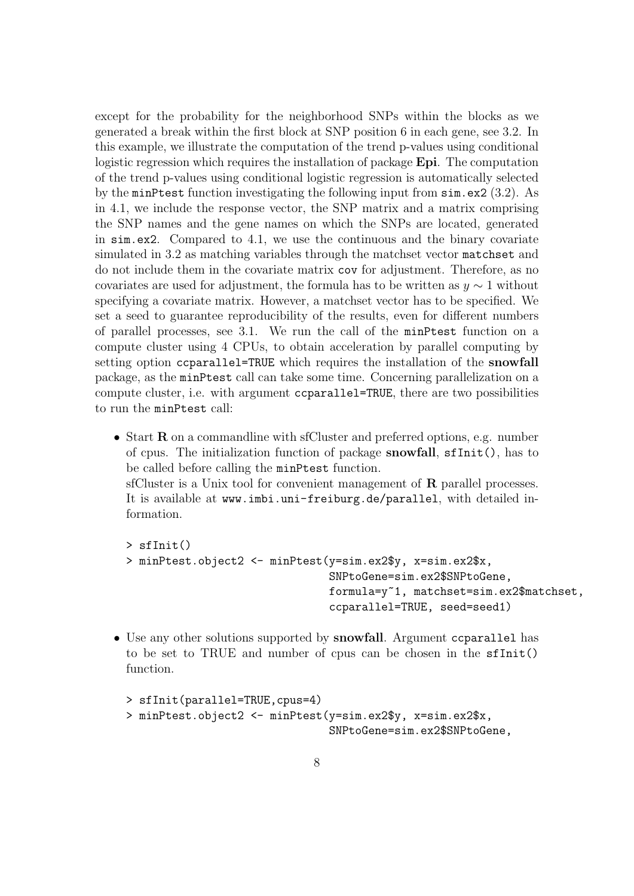except for the probability for the neighborhood SNPs within the blocks as we generated a break within the first block at SNP position 6 in each gene, see 3.2. In this example, we illustrate the computation of the trend p-values using conditional logistic regression which requires the installation of package **Epi**. The computation of the trend p-values using conditional logistic regression is automatically selected by the `minPtest` function investigating the following input from `sim.ex2` (3.2). As in 4.1, we include the response vector, the SNP matrix and a matrix comprising the SNP names and the gene names on which the SNPs are located, generated in `sim.ex2`. Compared to 4.1, we use the continuous and the binary covariate simulated in 3.2 as matching variables through the matchset vector `matchset` and do not include them in the covariate matrix `cov` for adjustment. Therefore, as no covariates are used for adjustment, the formula has to be written as $y \sim 1$ without specifying a covariate matrix. However, a matchset vector has to be specified. We set a seed to guarantee reproducibility of the results, even for different numbers of parallel processes, see 3.1. We run the call of the `minPtest` function on a compute cluster using 4 CPUs, to obtain acceleration by parallel computing by setting option `ccparallel=TRUE` which requires the installation of the **snowfall** package, as the `minPtest` call can take some time. Concerning parallelization on a compute cluster, i.e. with argument `ccparallel=TRUE`, there are two possibilities to run the `minPtest` call:

- Start **R** on a commandline with sfCluster and preferred options, e.g. number of cpus. The initialization function of package **snowfall**, `sfInit()`, has to be called before calling the `minPtest` function.
  sfCluster is a Unix tool for convenient management of **R** parallel processes. It is available at `www.imbi.uni-freiburg.de/parallel`, with detailed information.

```
> sfInit()
> minPtest.object2 <- minPtest(y=sim.ex2$y, x=sim.ex2$x,
                               SNPtoGene=sim.ex2$SNPtoGene,
                               formula=y~1, matchset=sim.ex2$matchset,
                               ccparallel=TRUE, seed=seed1)
```

- Use any other solutions supported by **snowfall**. Argument `ccparallel` has to be set to TRUE and number of cpus can be chosen in the `sfInit()` function.

```
> sfInit(parallel=TRUE,cpus=4)
> minPtest.object2 <- minPtest(y=sim.ex2$y, x=sim.ex2$x,
                               SNPtoGene=sim.ex2$SNPtoGene,
```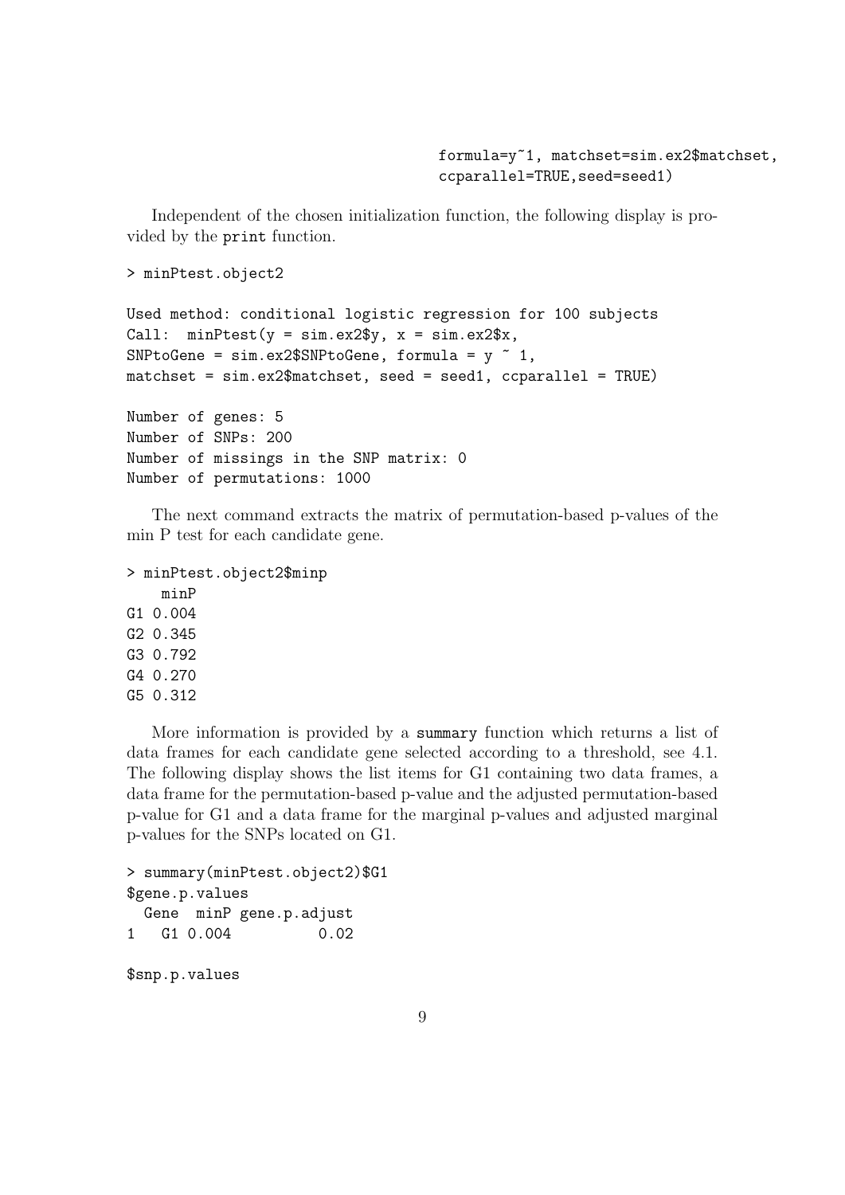```
                              formula=y~1, matchset=sim.ex2$matchset,
                              ccparallel=TRUE,seed=seed1)
```

Independent of the chosen initialization function, the following display is provided by the `print` function.

```
> minPtest.object2

Used method: conditional logistic regression for 100 subjects
Call:  minPtest(y = sim.ex2$y, x = sim.ex2$x,
SNPtoGene = sim.ex2$SNPtoGene, formula = y ~ 1,
matchset = sim.ex2$matchset, seed = seed1, ccparallel = TRUE)

Number of genes: 5
Number of SNPs: 200
Number of missings in the SNP matrix: 0
Number of permutations: 1000
```

The next command extracts the matrix of permutation-based p-values of the min P test for each candidate gene.

```
> minPtest.object2$minp
    minP
G1 0.004
G2 0.345
G3 0.792
G4 0.270
G5 0.312
```

More information is provided by a `summary` function which returns a list of data frames for each candidate gene selected according to a threshold, see 4.1. The following display shows the list items for G1 containing two data frames, a data frame for the permutation-based p-value and the adjusted permutation-based p-value for G1 and a data frame for the marginal p-values and adjusted marginal p-values for the SNPs located on G1.

```
> summary(minPtest.object2)$G1
$gene.p.values
  Gene  minP gene.p.adjust
1   G1 0.004          0.02

$snp.p.values
```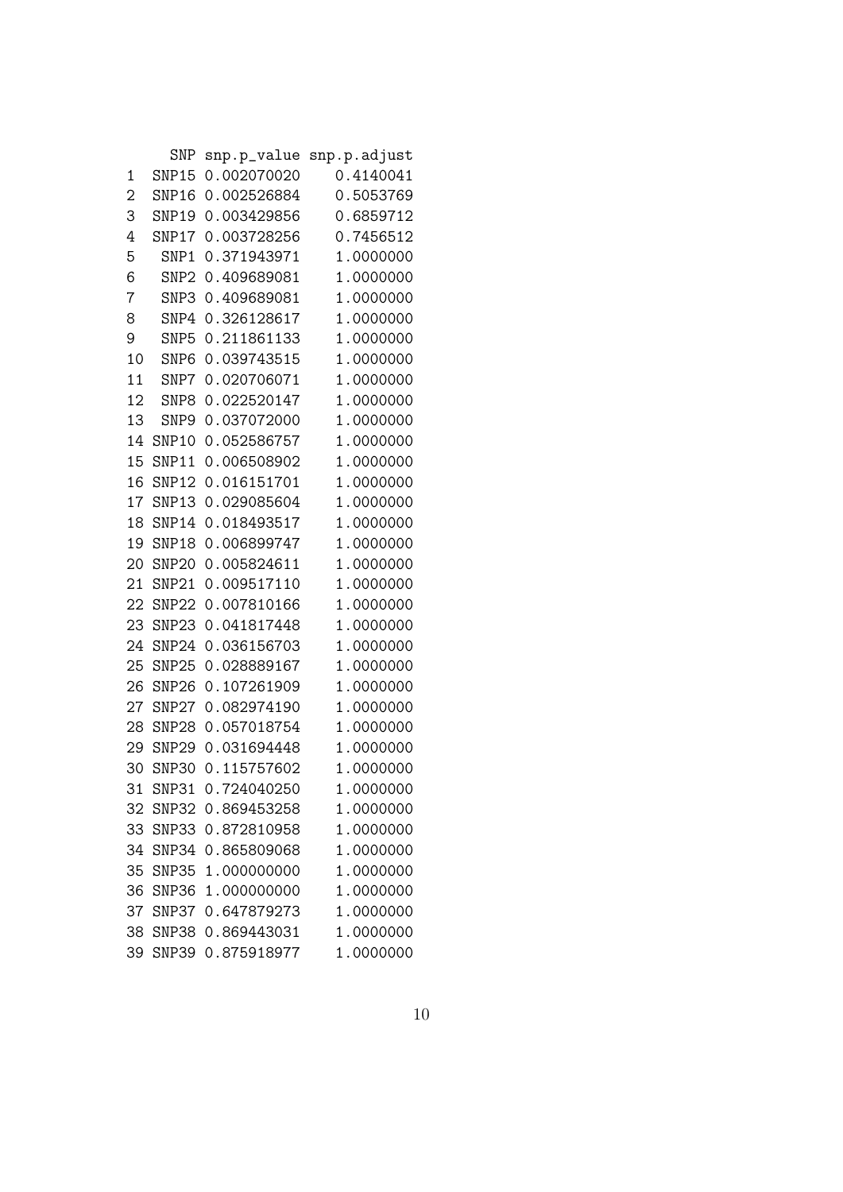```
      SNP snp.p_value snp.p.adjust
1   SNP15 0.002070020    0.4140041
2   SNP16 0.002526884    0.5053769
3   SNP19 0.003429856    0.6859712
4   SNP17 0.003728256    0.7456512
5    SNP1 0.371943971    1.0000000
6    SNP2 0.409689081    1.0000000
7    SNP3 0.409689081    1.0000000
8    SNP4 0.326128617    1.0000000
9    SNP5 0.211861133    1.0000000
10   SNP6 0.039743515    1.0000000
11   SNP7 0.020706071    1.0000000
12   SNP8 0.022520147    1.0000000
13   SNP9 0.037072000    1.0000000
14  SNP10 0.052586757    1.0000000
15  SNP11 0.006508902    1.0000000
16  SNP12 0.016151701    1.0000000
17  SNP13 0.029085604    1.0000000
18  SNP14 0.018493517    1.0000000
19  SNP18 0.006899747    1.0000000
20  SNP20 0.005824611    1.0000000
21  SNP21 0.009517110    1.0000000
22  SNP22 0.007810166    1.0000000
23  SNP23 0.041817448    1.0000000
24  SNP24 0.036156703    1.0000000
25  SNP25 0.028889167    1.0000000
26  SNP26 0.107261909    1.0000000
27  SNP27 0.082974190    1.0000000
28  SNP28 0.057018754    1.0000000
29  SNP29 0.031694448    1.0000000
30  SNP30 0.115757602    1.0000000
31  SNP31 0.724040250    1.0000000
32  SNP32 0.869453258    1.0000000
33  SNP33 0.872810958    1.0000000
34  SNP34 0.865809068    1.0000000
35  SNP35 1.000000000    1.0000000
36  SNP36 1.000000000    1.0000000
37  SNP37 0.647879273    1.0000000
38  SNP38 0.869443031    1.0000000
39  SNP39 0.875918977    1.0000000
```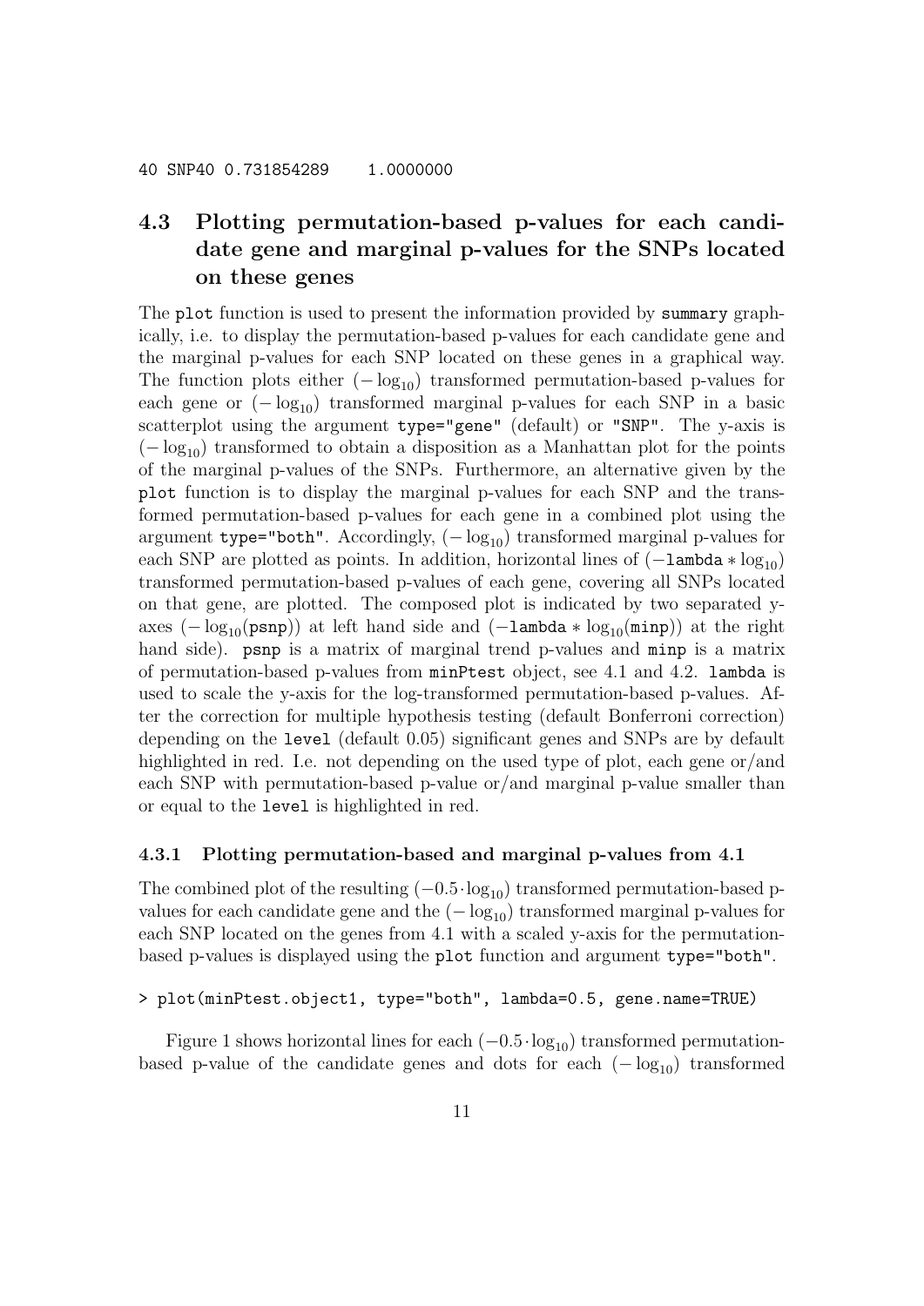```
40 SNP40 0.731854289    1.0000000
```

## 4.3 Plotting permutation-based p-values for each candidate gene and marginal p-values for the SNPs located on these genes

The `plot` function is used to present the information provided by `summary` graphically, i.e. to display the permutation-based p-values for each candidate gene and the marginal p-values for each SNP located on these genes in a graphical way. The function plots either $(-\log_{10})$ transformed permutation-based p-values for each gene or $(-\log_{10})$ transformed marginal p-values for each SNP in a basic scatterplot using the argument `type="gene"` (default) or `"SNP"`. The y-axis is $(-\log_{10})$ transformed to obtain a disposition as a Manhattan plot for the points of the marginal p-values of the SNPs. Furthermore, an alternative given by the `plot` function is to display the marginal p-values for each SNP and the transformed permutation-based p-values for each gene in a combined plot using the argument `type="both"`. Accordingly, $(-\log_{10})$ transformed marginal p-values for each SNP are plotted as points. In addition, horizontal lines of $(-\texttt{lambda} * \log_{10})$ transformed permutation-based p-values of each gene, covering all SNPs located on that gene, are plotted. The composed plot is indicated by two separated y-axes $(-\log_{10}(\texttt{psnp}))$ at left hand side and $(-\texttt{lambda} * \log_{10}(\texttt{minp}))$ at the right hand side). `psnp` is a matrix of marginal trend p-values and `minp` is a matrix of permutation-based p-values from `minPtest` object, see 4.1 and 4.2. `lambda` is used to scale the y-axis for the log-transformed permutation-based p-values. After the correction for multiple hypothesis testing (default Bonferroni correction) depending on the `level` (default 0.05) significant genes and SNPs are by default highlighted in red. I.e. not depending on the used type of plot, each gene or/and each SNP with permutation-based p-value or/and marginal p-value smaller than or equal to the `level` is highlighted in red.

### 4.3.1 Plotting permutation-based and marginal p-values from 4.1

The combined plot of the resulting $(-0.5 \cdot \log_{10})$ transformed permutation-based p-values for each candidate gene and the $(-\log_{10})$ transformed marginal p-values for each SNP located on the genes from 4.1 with a scaled y-axis for the permutation-based p-values is displayed using the `plot` function and argument `type="both"`.

```
> plot(minPtest.object1, type="both", lambda=0.5, gene.name=TRUE)
```

Figure 1 shows horizontal lines for each $(-0.5 \cdot \log_{10})$ transformed permutation-based p-value of the candidate genes and dots for each $(-\log_{10})$ transformed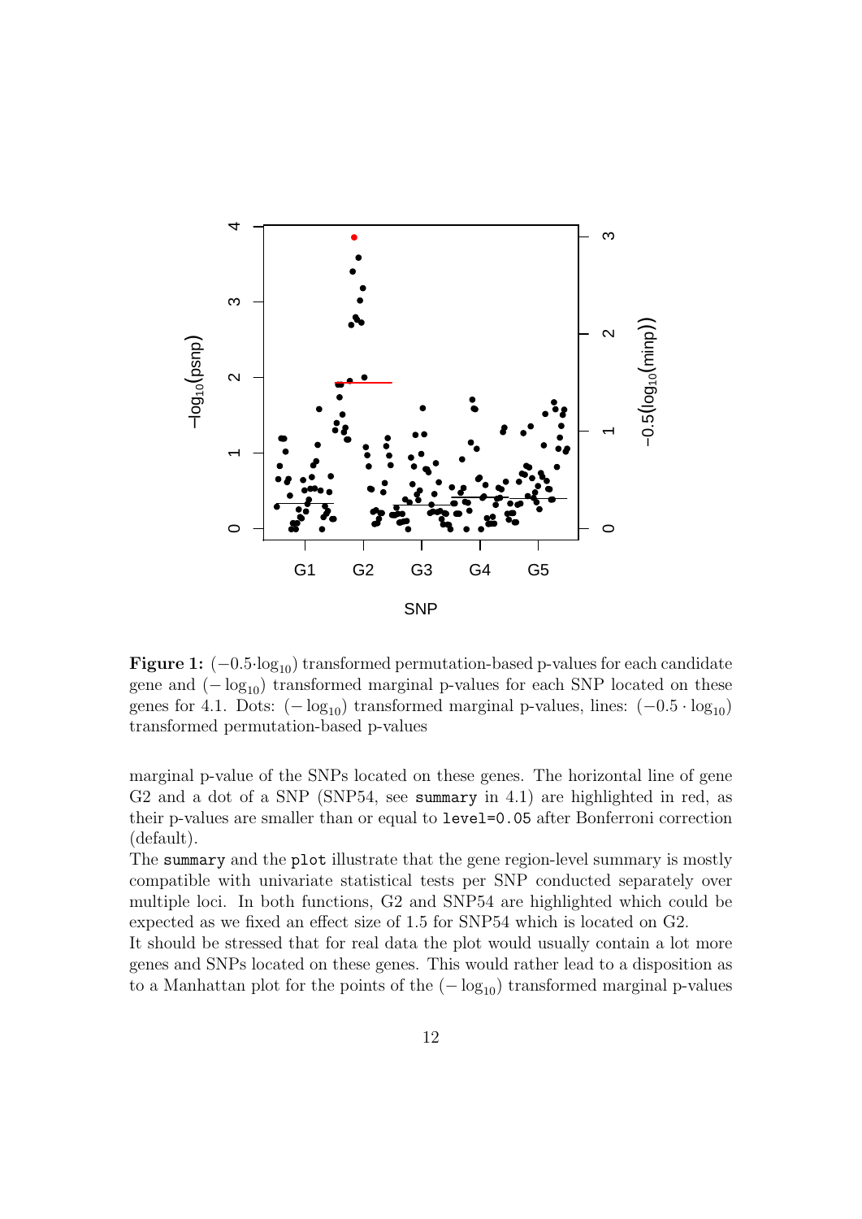**Figure 1:** ($-0.5\cdot\log_{10}$) transformed permutation-based p-values for each candidate gene and ($-\log_{10}$) transformed marginal p-values for each SNP located on these genes for 4.1. Dots: ($-\log_{10}$) transformed marginal p-values, lines: ($-0.5\cdot\log_{10}$) transformed permutation-based p-values

marginal p-value of the SNPs located on these genes. The horizontal line of gene G2 and a dot of a SNP (SNP54, see `summary` in 4.1) are highlighted in red, as their p-values are smaller than or equal to `level=0.05` after Bonferroni correction (default).

The `summary` and the `plot` illustrate that the gene region-level summary is mostly compatible with univariate statistical tests per SNP conducted separately over multiple loci. In both functions, G2 and SNP54 are highlighted which could be expected as we fixed an effect size of 1.5 for SNP54 which is located on G2.

It should be stressed that for real data the plot would usually contain a lot more genes and SNPs located on these genes. This would rather lead to a disposition as to a Manhattan plot for the points of the ($-\log_{10}$) transformed marginal p-values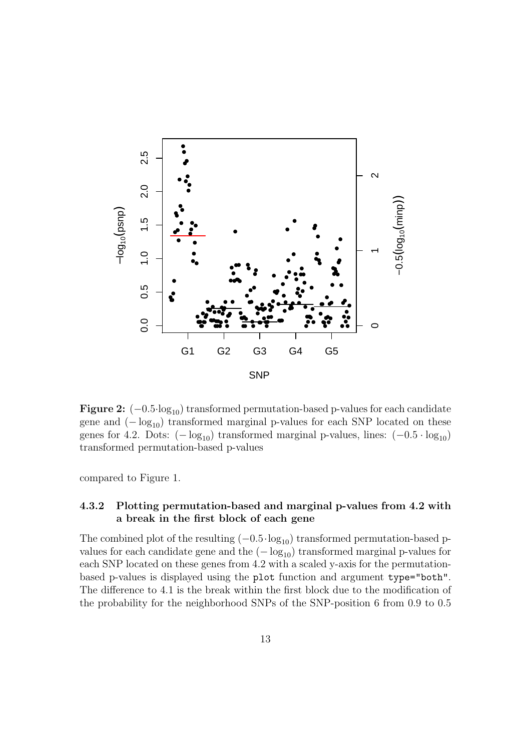**Figure 2:** $(-0.5 \cdot \log_{10})$ transformed permutation-based p-values for each candidate gene and $(-\log_{10})$ transformed marginal p-values for each SNP located on these genes for 4.2. Dots: $(-\log_{10})$ transformed marginal p-values, lines: $(-0.5 \cdot \log_{10})$ transformed permutation-based p-values

compared to Figure 1.

### 4.3.2 Plotting permutation-based and marginal p-values from 4.2 with a break in the first block of each gene

The combined plot of the resulting $(-0.5 \cdot \log_{10})$ transformed permutation-based p-values for each candidate gene and the $(-\log_{10})$ transformed marginal p-values for each SNP located on these genes from 4.2 with a scaled y-axis for the permutation-based p-values is displayed using the `plot` function and argument `type="both"`. The difference to 4.1 is the break within the first block due to the modification of the probability for the neighborhood SNPs of the SNP-position 6 from 0.9 to 0.5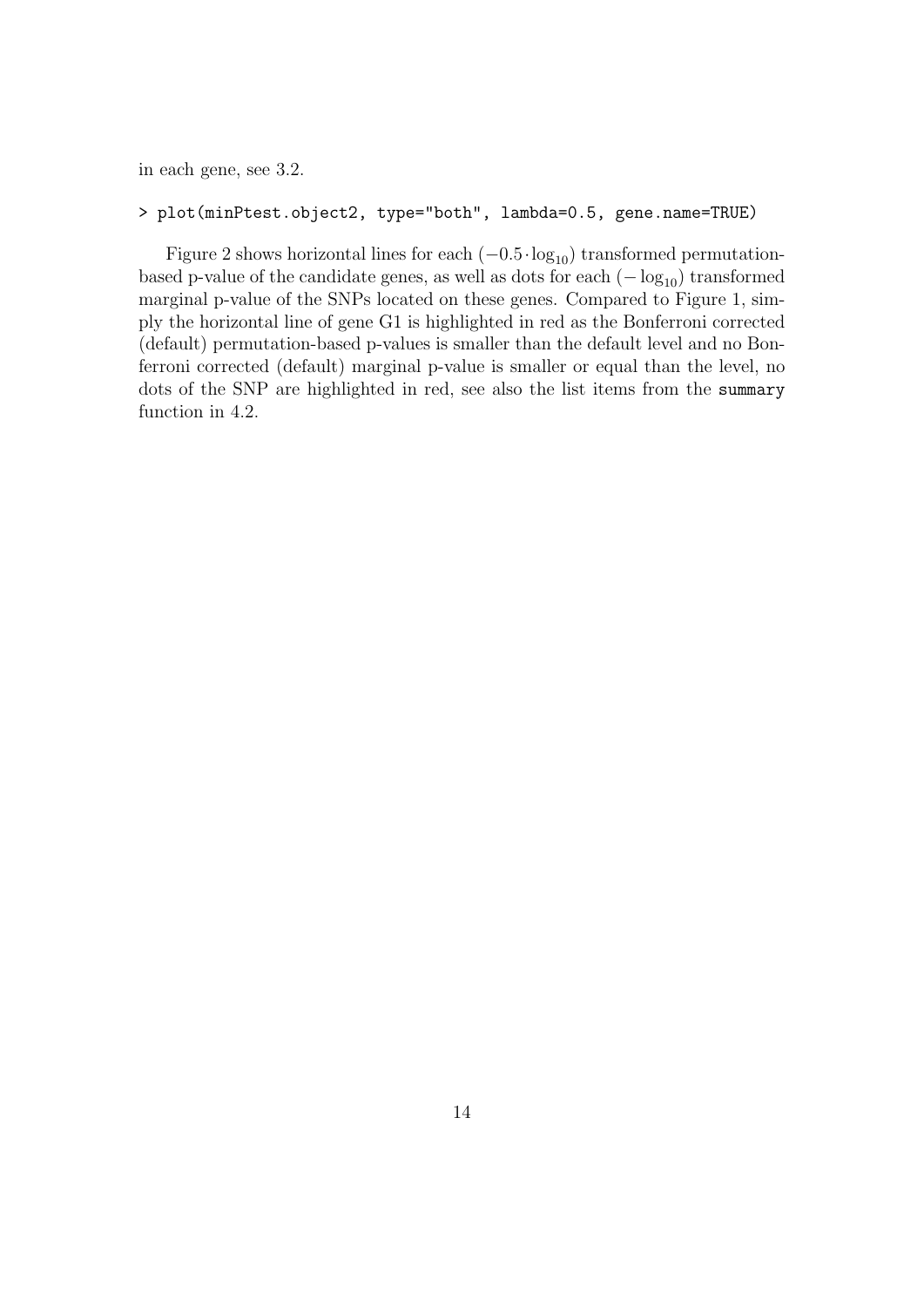in each gene, see 3.2.

```
> plot(minPtest.object2, type="both", lambda=0.5, gene.name=TRUE)
```

Figure 2 shows horizontal lines for each $(-0.5 \cdot \log_{10})$ transformed permutation-based p-value of the candidate genes, as well as dots for each $(-\log_{10})$ transformed marginal p-value of the SNPs located on these genes. Compared to Figure 1, simply the horizontal line of gene G1 is highlighted in red as the Bonferroni corrected (default) permutation-based p-values is smaller than the default level and no Bonferroni corrected (default) marginal p-value is smaller or equal than the level, no dots of the SNP are highlighted in red, see also the list items from the `summary` function in 4.2.